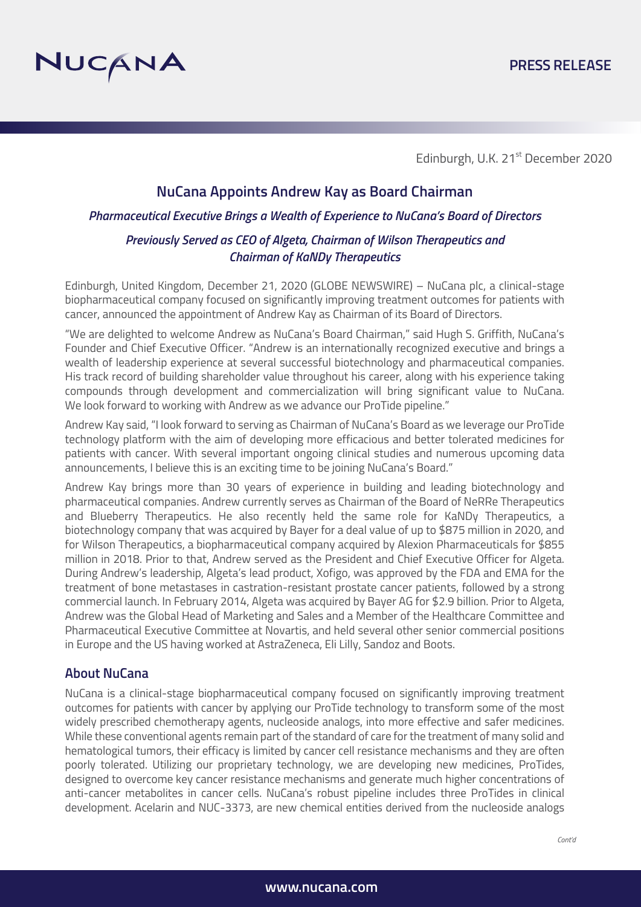Edinburgh, U.K. 21st December 2020

# NuCana Appoints Andrew Kay as Board Chairman

### *Pharmaceutical Executive Brings a Wealth of Experience to NuCana's Board of Directors*

### *Previously Served as CEO of Algeta, Chairman of Wilson Therapeutics and Chairman of KaNDy Therapeutics*

Edinburgh, United Kingdom, December 21, 2020 (GLOBE NEWSWIRE) – NuCana plc, a clinical-stage biopharmaceutical company focused on significantly improving treatment outcomes for patients with cancer, announced the appointment of Andrew Kay as Chairman of its Board of Directors.

"We are delighted to welcome Andrew as NuCana's Board Chairman," said Hugh S. Griffith, NuCana's Founder and Chief Executive Officer. "Andrew is an internationally recognized executive and brings a wealth of leadership experience at several successful biotechnology and pharmaceutical companies. His track record of building shareholder value throughout his career, along with his experience taking compounds through development and commercialization will bring significant value to NuCana. We look forward to working with Andrew as we advance our ProTide pipeline."

Andrew Kay said, "I look forward to serving as Chairman of NuCana's Board as we leverage our ProTide technology platform with the aim of developing more efficacious and better tolerated medicines for patients with cancer. With several important ongoing clinical studies and numerous upcoming data announcements, I believe this is an exciting time to be joining NuCana's Board."

Andrew Kay brings more than 30 years of experience in building and leading biotechnology and pharmaceutical companies. Andrew currently serves as Chairman of the Board of NeRRe Therapeutics and Blueberry Therapeutics. He also recently held the same role for KaNDy Therapeutics, a biotechnology company that was acquired by Bayer for a deal value of up to $875 million in 2020, and for Wilson Therapeutics, a biopharmaceutical company acquired by Alexion Pharmaceuticals for $855 million in 2018. Prior to that, Andrew served as the President and Chief Executive Officer for Algeta. During Andrew's leadership, Algeta's lead product, Xofigo, was approved by the FDA and EMA for the treatment of bone metastases in castration-resistant prostate cancer patients, followed by a strong commercial launch. In February 2014, Algeta was acquired by Bayer AG for $2.9 billion. Prior to Algeta, Andrew was the Global Head of Marketing and Sales and a Member of the Healthcare Committee and Pharmaceutical Executive Committee at Novartis, and held several other senior commercial positions in Europe and the US having worked at AstraZeneca, Eli Lilly, Sandoz and Boots.

## About NuCana

NuCana is a clinical-stage biopharmaceutical company focused on significantly improving treatment outcomes for patients with cancer by applying our ProTide technology to transform some of the most widely prescribed chemotherapy agents, nucleoside analogs, into more effective and safer medicines. While these conventional agents remain part of the standard of care for the treatment of many solid and hematological tumors, their efficacy is limited by cancer cell resistance mechanisms and they are often poorly tolerated. Utilizing our proprietary technology, we are developing new medicines, ProTides, designed to overcome key cancer resistance mechanisms and generate much higher concentrations of anti-cancer metabolites in cancer cells. NuCana's robust pipeline includes three ProTides in clinical development. Acelarin and NUC-3373, are new chemical entities derived from the nucleoside analogs

*Cont'd*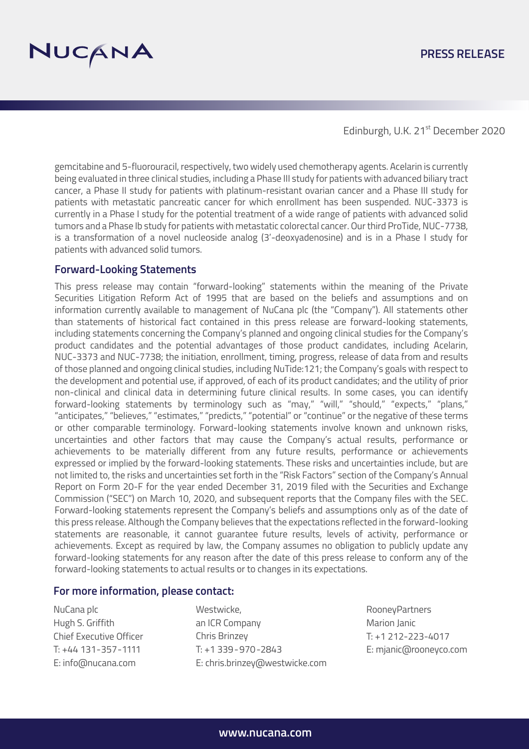Edinburgh, U.K. 21st December 2020

gemcitabine and 5-fluorouracil, respectively, two widely used chemotherapy agents. Acelarin is currently being evaluated in three clinical studies, including a Phase III study for patients with advanced biliary tract cancer, a Phase II study for patients with platinum-resistant ovarian cancer and a Phase III study for patients with metastatic pancreatic cancer for which enrollment has been suspended. NUC-3373 is currently in a Phase I study for the potential treatment of a wide range of patients with advanced solid tumors and a Phase Ib study for patients with metastatic colorectal cancer. Our third ProTide, NUC-7738, is a transformation of a novel nucleoside analog (3'-deoxyadenosine) and is in a Phase I study for patients with advanced solid tumors.

## Forward-Looking Statements

This press release may contain "forward-looking" statements within the meaning of the Private Securities Litigation Reform Act of 1995 that are based on the beliefs and assumptions and on information currently available to management of NuCana plc (the "Company"). All statements other than statements of historical fact contained in this press release are forward-looking statements, including statements concerning the Company's planned and ongoing clinical studies for the Company's product candidates and the potential advantages of those product candidates, including Acelarin, NUC-3373 and NUC-7738; the initiation, enrollment, timing, progress, release of data from and results of those planned and ongoing clinical studies, including NuTide:121; the Company's goals with respect to the development and potential use, if approved, of each of its product candidates; and the utility of prior non-clinical and clinical data in determining future clinical results. In some cases, you can identify forward-looking statements by terminology such as "may," "will," "should," "expects," "plans," "anticipates," "believes," "estimates," "predicts," "potential" or "continue" or the negative of these terms or other comparable terminology. Forward-looking statements involve known and unknown risks, uncertainties and other factors that may cause the Company's actual results, performance or achievements to be materially different from any future results, performance or achievements expressed or implied by the forward-looking statements. These risks and uncertainties include, but are not limited to, the risks and uncertainties set forth in the "Risk Factors" section of the Company's Annual Report on Form 20-F for the year ended December 31, 2019 filed with the Securities and Exchange Commission ("SEC") on March 10, 2020, and subsequent reports that the Company files with the SEC. Forward-looking statements represent the Company's beliefs and assumptions only as of the date of this press release. Although the Company believes that the expectations reflected in the forward-looking statements are reasonable, it cannot guarantee future results, levels of activity, performance or achievements. Except as required by law, the Company assumes no obligation to publicly update any forward-looking statements for any reason after the date of this press release to conform any of the forward-looking statements to actual results or to changes in its expectations.

## For more information, please contact:

NuCana plc
Hugh S. Griffith
Chief Executive Officer
T: +44 131-357-1111
E: info@nucana.com

Westwicke,
an ICR Company
Chris Brinzey
T: +1 339-970-2843
E: chris.brinzey@westwicke.com

RooneyPartners
Marion Janic
T: +1 212-223-4017
E: mjanic@rooneyco.com